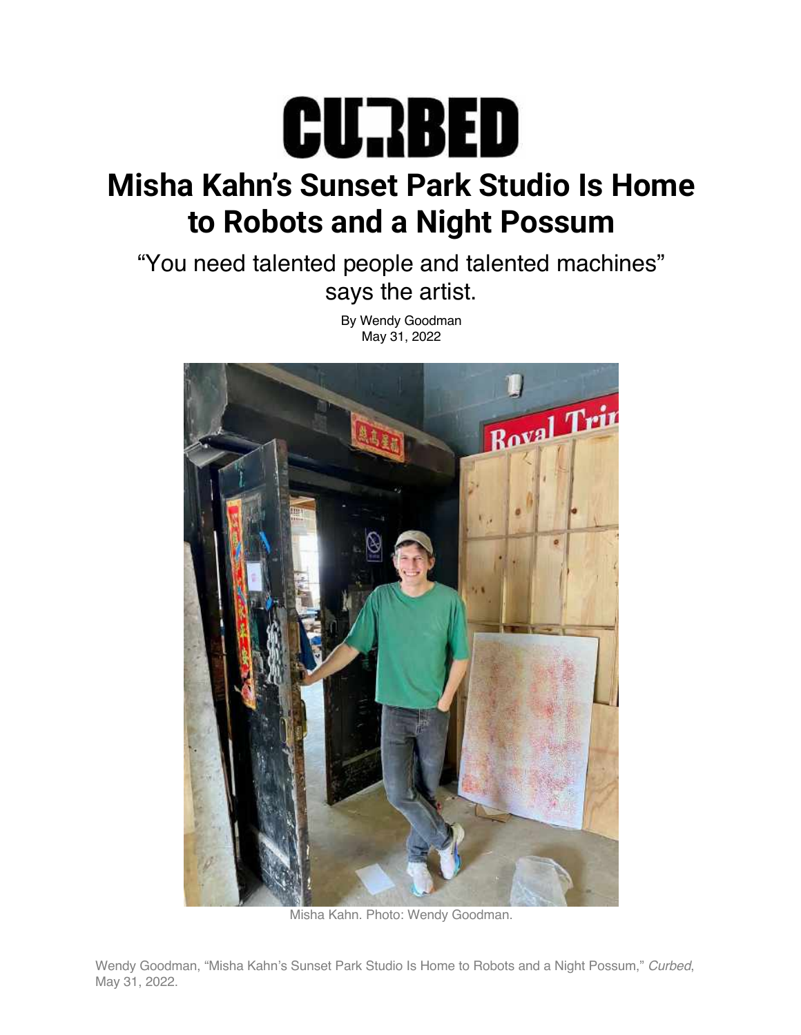CURBED

# Misha Kahn's Sunset Park Studio Is Home to Robots and a Night Possum

"You need talented people and talented machines" says the artist.

By Wendy Goodman
May 31, 2022

Misha Kahn. Photo: Wendy Goodman.

Wendy Goodman, "Misha Kahn's Sunset Park Studio Is Home to Robots and a Night Possum," *Curbed*, May 31, 2022.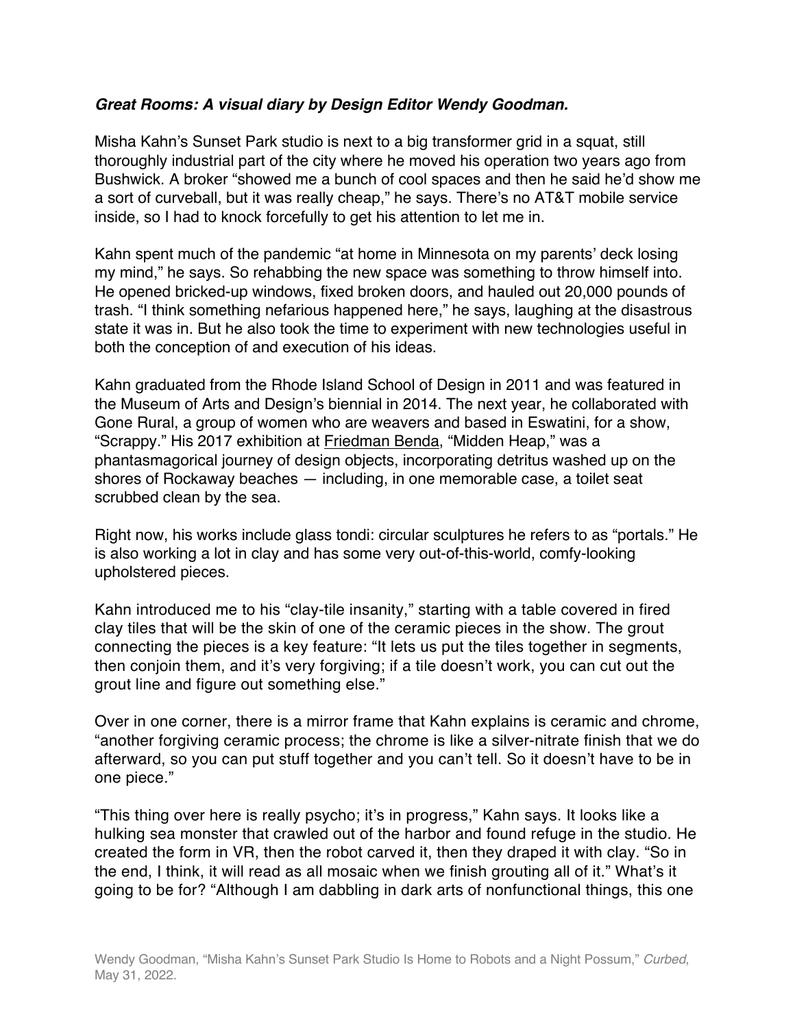***Great Rooms: A visual diary by Design Editor Wendy Goodman.***

Misha Kahn's Sunset Park studio is next to a big transformer grid in a squat, still thoroughly industrial part of the city where he moved his operation two years ago from Bushwick. A broker "showed me a bunch of cool spaces and then he said he'd show me a sort of curveball, but it was really cheap," he says. There's no AT&T mobile service inside, so I had to knock forcefully to get his attention to let me in.

Kahn spent much of the pandemic "at home in Minnesota on my parents' deck losing my mind," he says. So rehabbing the new space was something to throw himself into. He opened bricked-up windows, fixed broken doors, and hauled out 20,000 pounds of trash. "I think something nefarious happened here," he says, laughing at the disastrous state it was in. But he also took the time to experiment with new technologies useful in both the conception of and execution of his ideas.

Kahn graduated from the Rhode Island School of Design in 2011 and was featured in the Museum of Arts and Design's biennial in 2014. The next year, he collaborated with Gone Rural, a group of women who are weavers and based in Eswatini, for a show, "Scrappy." His 2017 exhibition at Friedman Benda, "Midden Heap," was a phantasmagorical journey of design objects, incorporating detritus washed up on the shores of Rockaway beaches — including, in one memorable case, a toilet seat scrubbed clean by the sea.

Right now, his works include glass tondi: circular sculptures he refers to as "portals." He is also working a lot in clay and has some very out-of-this-world, comfy-looking upholstered pieces.

Kahn introduced me to his "clay-tile insanity," starting with a table covered in fired clay tiles that will be the skin of one of the ceramic pieces in the show. The grout connecting the pieces is a key feature: "It lets us put the tiles together in segments, then conjoin them, and it's very forgiving; if a tile doesn't work, you can cut out the grout line and figure out something else."

Over in one corner, there is a mirror frame that Kahn explains is ceramic and chrome, "another forgiving ceramic process; the chrome is like a silver-nitrate finish that we do afterward, so you can put stuff together and you can't tell. So it doesn't have to be in one piece."

"This thing over here is really psycho; it's in progress," Kahn says. It looks like a hulking sea monster that crawled out of the harbor and found refuge in the studio. He created the form in VR, then the robot carved it, then they draped it with clay. "So in the end, I think, it will read as all mosaic when we finish grouting all of it." What's it going to be for? "Although I am dabbling in dark arts of nonfunctional things, this one

Wendy Goodman, "Misha Kahn's Sunset Park Studio Is Home to Robots and a Night Possum," *Curbed*, May 31, 2022.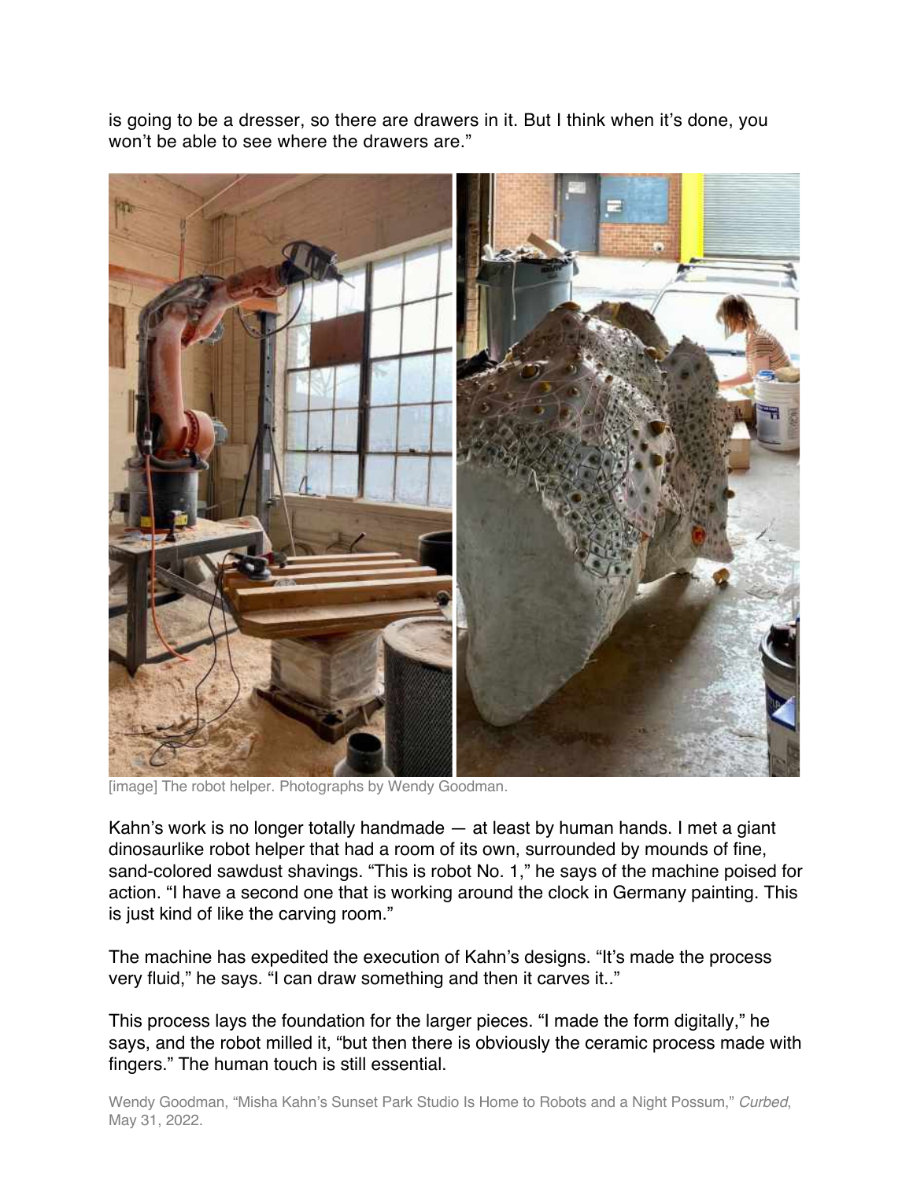is going to be a dresser, so there are drawers in it. But I think when it's done, you won't be able to see where the drawers are."

[image] The robot helper. Photographs by Wendy Goodman.

Kahn's work is no longer totally handmade — at least by human hands. I met a giant dinosaurlike robot helper that had a room of its own, surrounded by mounds of fine, sand-colored sawdust shavings. "This is robot No. 1," he says of the machine poised for action. "I have a second one that is working around the clock in Germany painting. This is just kind of like the carving room."

The machine has expedited the execution of Kahn's designs. "It's made the process very fluid," he says. "I can draw something and then it carves it.."

This process lays the foundation for the larger pieces. "I made the form digitally," he says, and the robot milled it, "but then there is obviously the ceramic process made with fingers." The human touch is still essential.

Wendy Goodman, "Misha Kahn's Sunset Park Studio Is Home to Robots and a Night Possum," *Curbed*, May 31, 2022.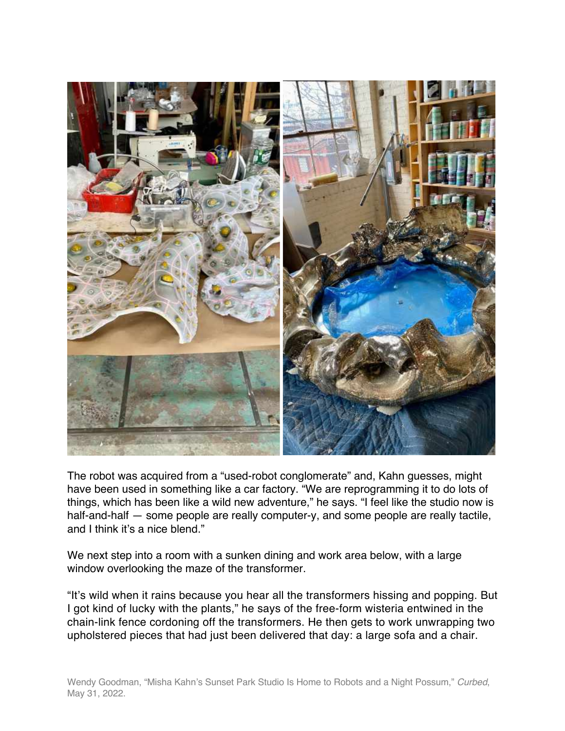The robot was acquired from a "used-robot conglomerate" and, Kahn guesses, might have been used in something like a car factory. "We are reprogramming it to do lots of things, which has been like a wild new adventure," he says. "I feel like the studio now is half-and-half — some people are really computer-y, and some people are really tactile, and I think it's a nice blend."

We next step into a room with a sunken dining and work area below, with a large window overlooking the maze of the transformer.

"It's wild when it rains because you hear all the transformers hissing and popping. But I got kind of lucky with the plants," he says of the free-form wisteria entwined in the chain-link fence cordoning off the transformers. He then gets to work unwrapping two upholstered pieces that had just been delivered that day: a large sofa and a chair.

Wendy Goodman, "Misha Kahn's Sunset Park Studio Is Home to Robots and a Night Possum," *Curbed*, May 31, 2022.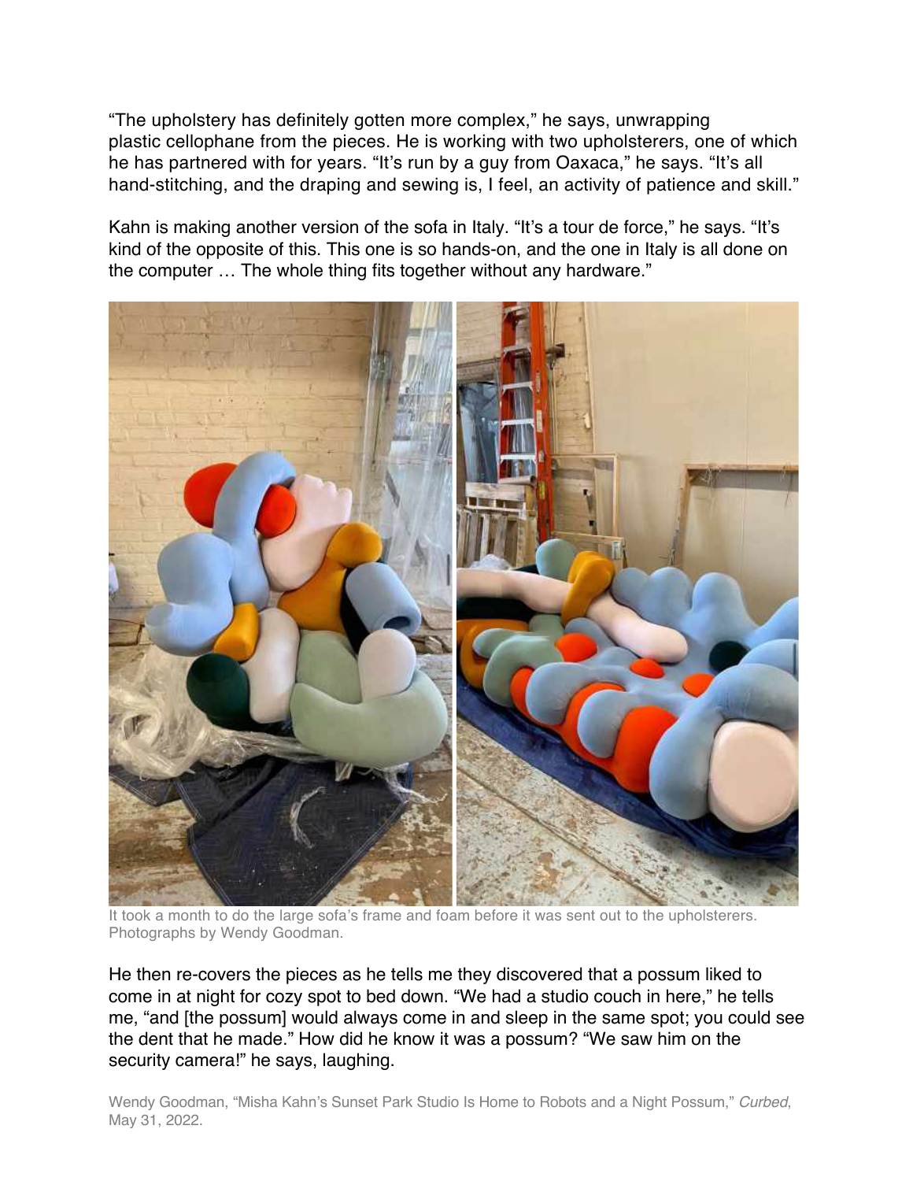“The upholstery has definitely gotten more complex,” he says, unwrapping plastic cellophane from the pieces. He is working with two upholsterers, one of which he has partnered with for years. “It’s run by a guy from Oaxaca,” he says. “It’s all hand-stitching, and the draping and sewing is, I feel, an activity of patience and skill.”

Kahn is making another version of the sofa in Italy. “It’s a tour de force,” he says. “It’s kind of the opposite of this. This one is so hands-on, and the one in Italy is all done on the computer … The whole thing fits together without any hardware.”

It took a month to do the large sofa’s frame and foam before it was sent out to the upholsterers. Photographs by Wendy Goodman.

He then re-covers the pieces as he tells me they discovered that a possum liked to come in at night for cozy spot to bed down. “We had a studio couch in here,” he tells me, “and [the possum] would always come in and sleep in the same spot; you could see the dent that he made.” How did he know it was a possum? “We saw him on the security camera!” he says, laughing.

Wendy Goodman, “Misha Kahn’s Sunset Park Studio Is Home to Robots and a Night Possum,” *Curbed*, May 31, 2022.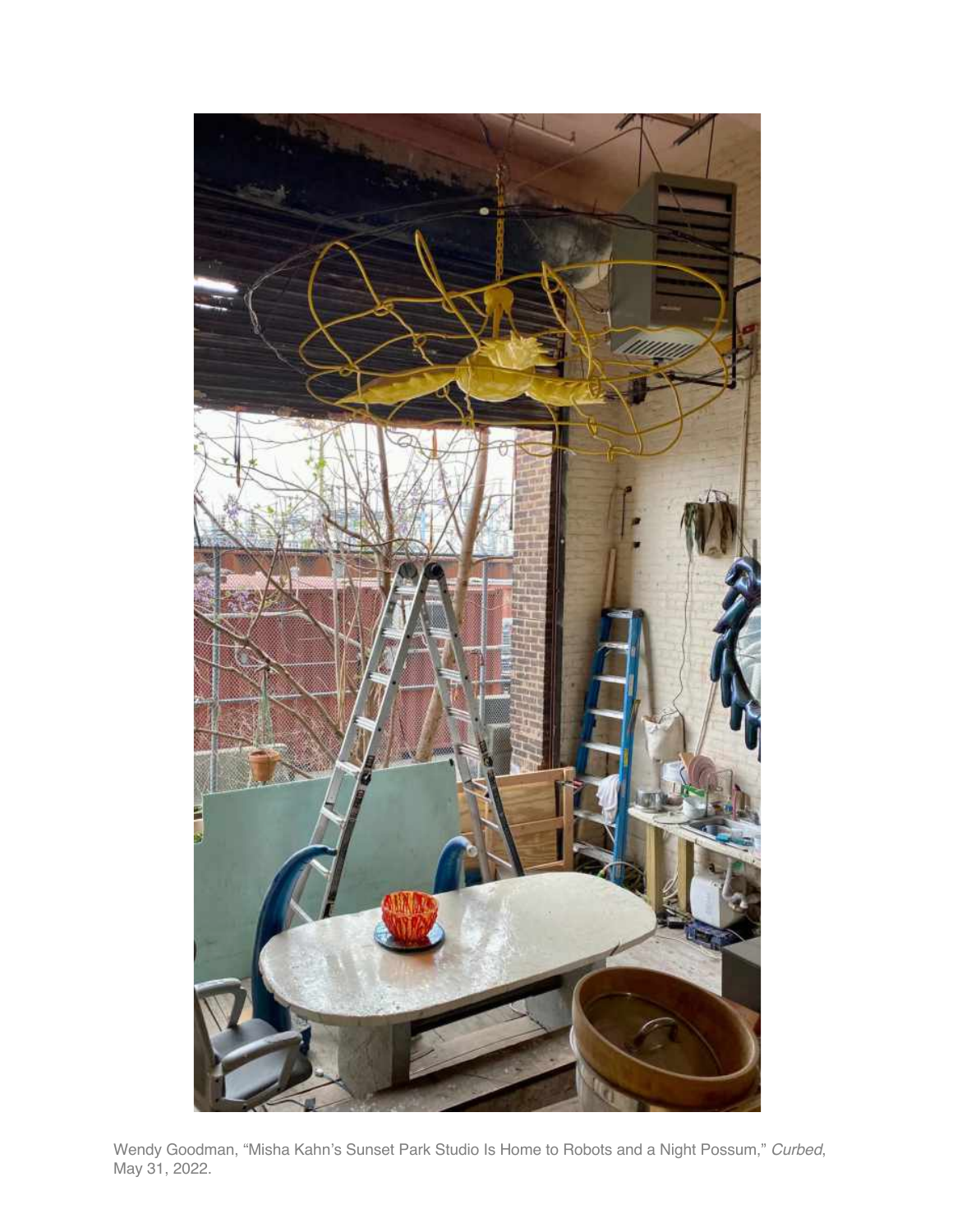Wendy Goodman, "Misha Kahn's Sunset Park Studio Is Home to Robots and a Night Possum," *Curbed*, May 31, 2022.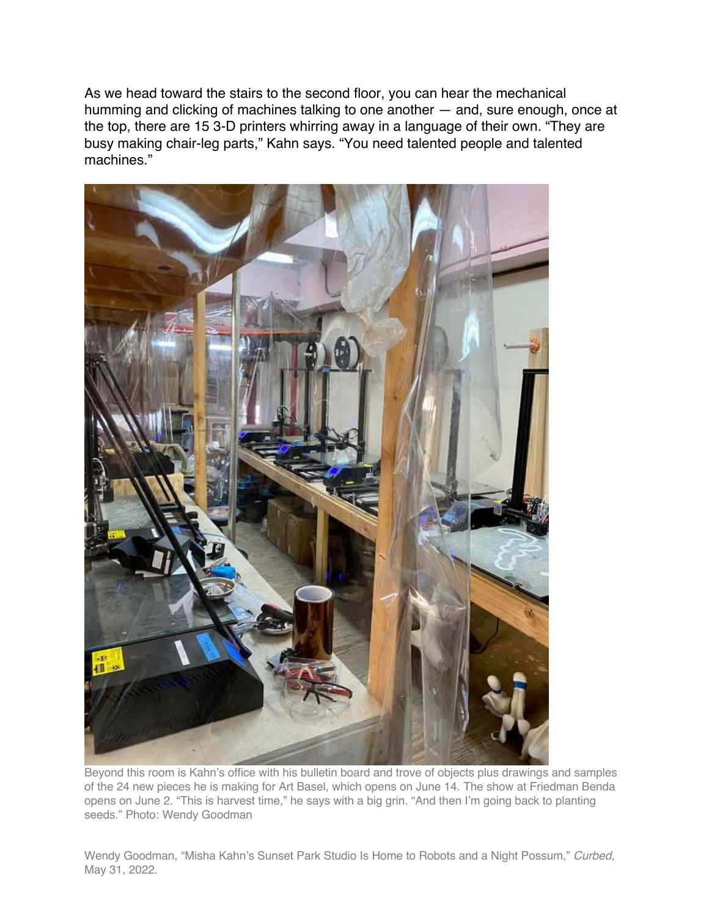As we head toward the stairs to the second floor, you can hear the mechanical humming and clicking of machines talking to one another — and, sure enough, once at the top, there are 15 3-D printers whirring away in a language of their own. "They are busy making chair-leg parts," Kahn says. "You need talented people and talented machines."

Beyond this room is Kahn's office with his bulletin board and trove of objects plus drawings and samples of the 24 new pieces he is making for Art Basel, which opens on June 14. The show at Friedman Benda opens on June 2. "This is harvest time," he says with a big grin. "And then I'm going back to planting seeds." Photo: Wendy Goodman

Wendy Goodman, "Misha Kahn's Sunset Park Studio Is Home to Robots and a Night Possum," *Curbed*, May 31, 2022.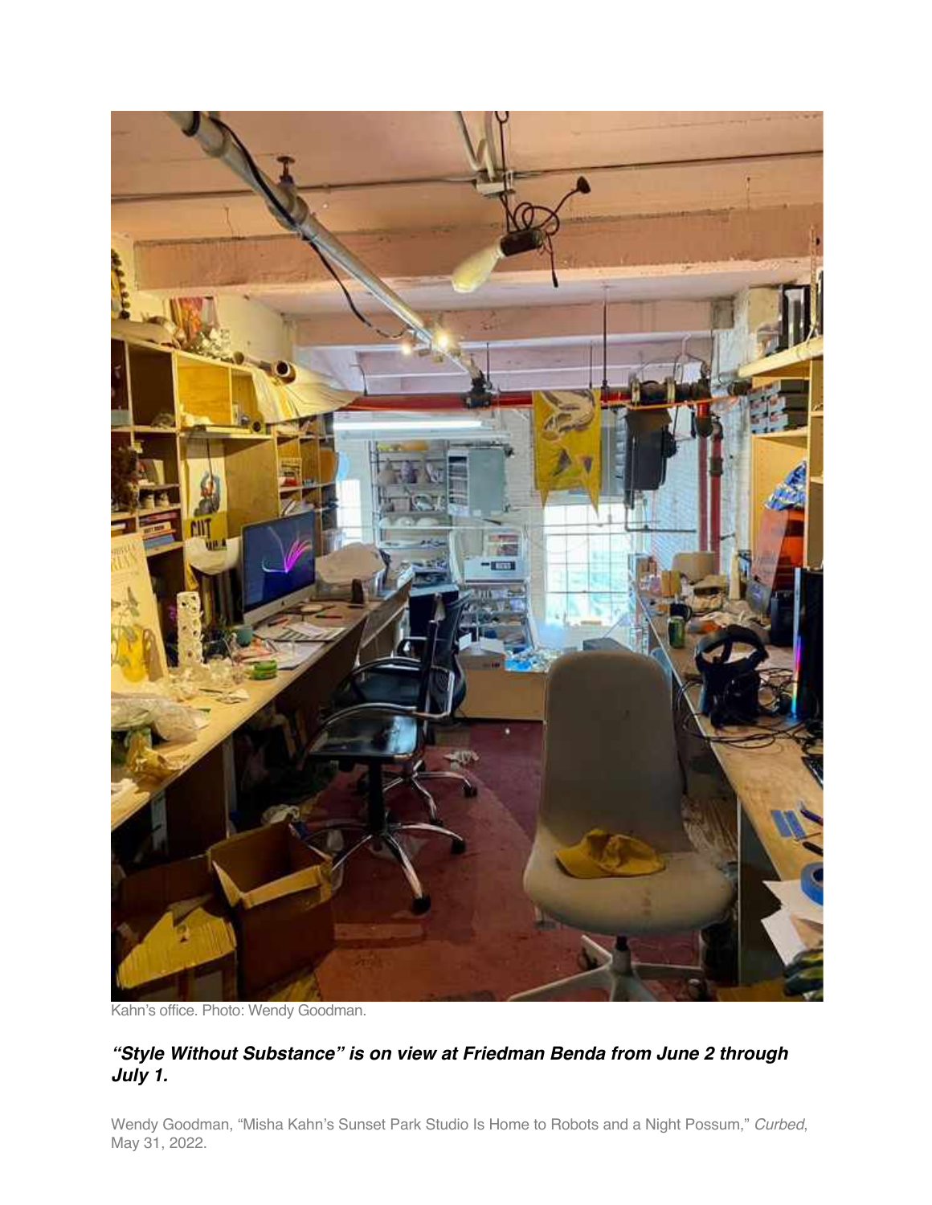Kahn's office. Photo: Wendy Goodman.

***"Style Without Substance" is on view at Friedman Benda from June 2 through July 1.***

Wendy Goodman, "Misha Kahn's Sunset Park Studio Is Home to Robots and a Night Possum," *Curbed*, May 31, 2022.